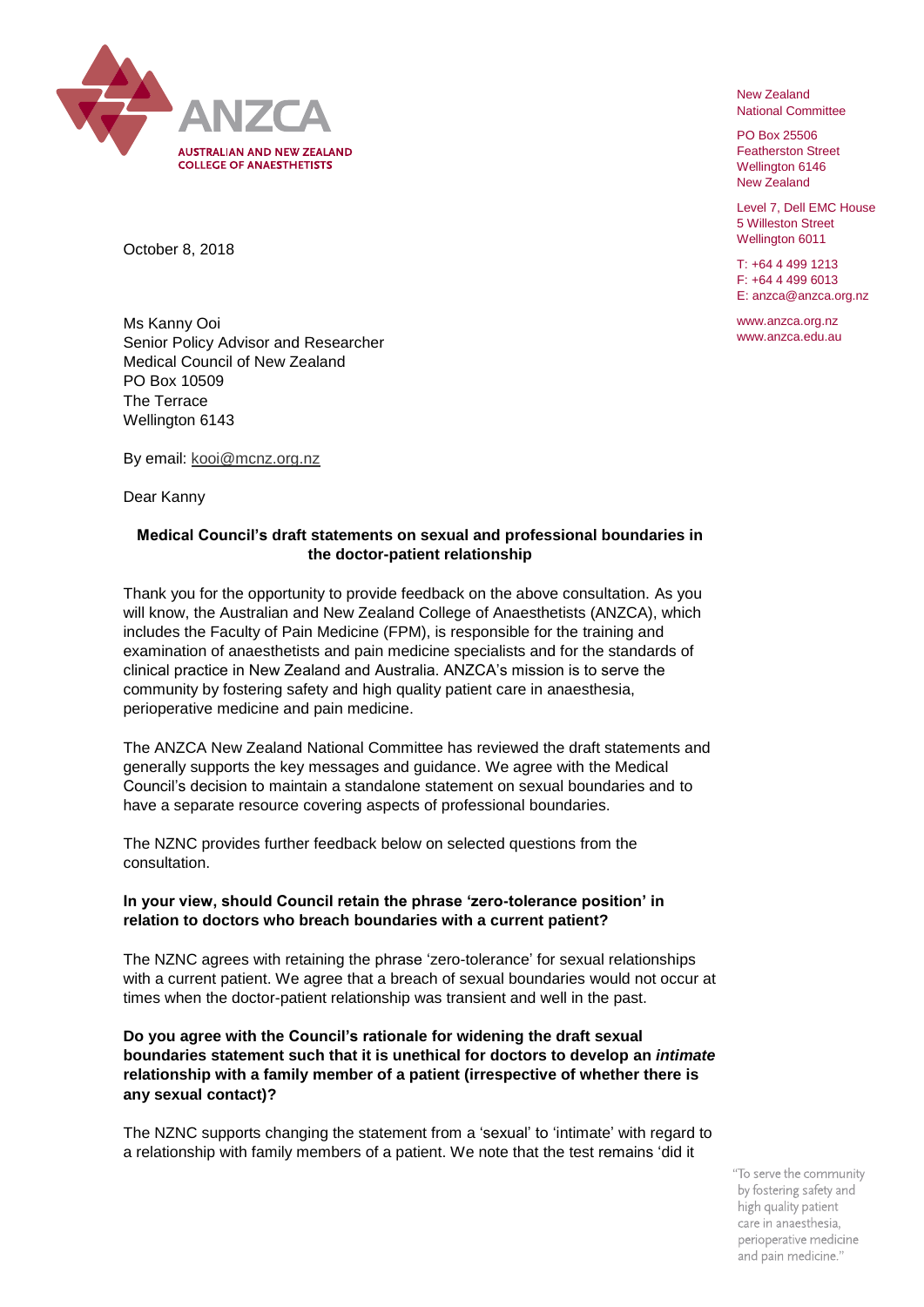ANZCA

AUSTRALIAN AND NEW ZEALAND COLLEGE OF ANAESTHETISTS

New Zealand
National Committee

PO Box 25506
Featherston Street
Wellington 6146
New Zealand

Level 7, Dell EMC House
5 Willeston Street
Wellington 6011

T: +64 4 499 1213
F: +64 4 499 6013
E: anzca@anzca.org.nz

www.anzca.org.nz
www.anzca.edu.au

October 8, 2018

Ms Kanny Ooi
Senior Policy Advisor and Researcher
Medical Council of New Zealand
PO Box 10509
The Terrace
Wellington 6143

By email: kooi@mcnz.org.nz

Dear Kanny

**Medical Council's draft statements on sexual and professional boundaries in the doctor-patient relationship**

Thank you for the opportunity to provide feedback on the above consultation. As you will know, the Australian and New Zealand College of Anaesthetists (ANZCA), which includes the Faculty of Pain Medicine (FPM), is responsible for the training and examination of anaesthetists and pain medicine specialists and for the standards of clinical practice in New Zealand and Australia. ANZCA's mission is to serve the community by fostering safety and high quality patient care in anaesthesia, perioperative medicine and pain medicine.

The ANZCA New Zealand National Committee has reviewed the draft statements and generally supports the key messages and guidance. We agree with the Medical Council's decision to maintain a standalone statement on sexual boundaries and to have a separate resource covering aspects of professional boundaries.

The NZNC provides further feedback below on selected questions from the consultation.

**In your view, should Council retain the phrase 'zero-tolerance position' in relation to doctors who breach boundaries with a current patient?**

The NZNC agrees with retaining the phrase 'zero-tolerance' for sexual relationships with a current patient. We agree that a breach of sexual boundaries would not occur at times when the doctor-patient relationship was transient and well in the past.

**Do you agree with the Council's rationale for widening the draft sexual boundaries statement such that it is unethical for doctors to develop an *intimate* relationship with a family member of a patient (irrespective of whether there is any sexual contact)?**

The NZNC supports changing the statement from a 'sexual' to 'intimate' with regard to a relationship with family members of a patient. We note that the test remains 'did it

"To serve the community by fostering safety and high quality patient care in anaesthesia, perioperative medicine and pain medicine."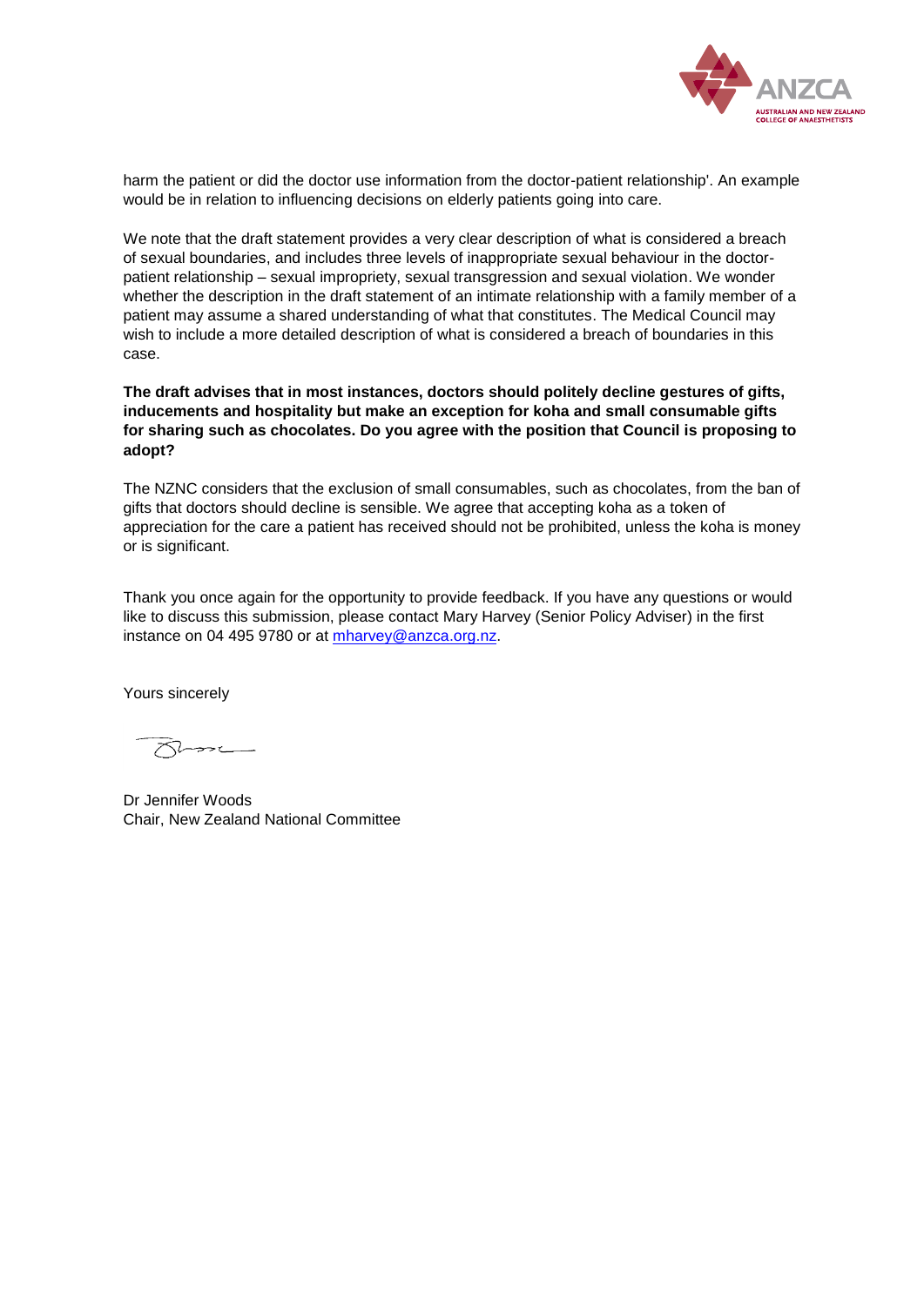harm the patient or did the doctor use information from the doctor-patient relationship'. An example would be in relation to influencing decisions on elderly patients going into care.

We note that the draft statement provides a very clear description of what is considered a breach of sexual boundaries, and includes three levels of inappropriate sexual behaviour in the doctor-patient relationship – sexual impropriety, sexual transgression and sexual violation. We wonder whether the description in the draft statement of an intimate relationship with a family member of a patient may assume a shared understanding of what that constitutes. The Medical Council may wish to include a more detailed description of what is considered a breach of boundaries in this case.

**The draft advises that in most instances, doctors should politely decline gestures of gifts, inducements and hospitality but make an exception for koha and small consumable gifts for sharing such as chocolates. Do you agree with the position that Council is proposing to adopt?**

The NZNC considers that the exclusion of small consumables, such as chocolates, from the ban of gifts that doctors should decline is sensible. We agree that accepting koha as a token of appreciation for the care a patient has received should not be prohibited, unless the koha is money or is significant.

Thank you once again for the opportunity to provide feedback. If you have any questions or would like to discuss this submission, please contact Mary Harvey (Senior Policy Adviser) in the first instance on 04 495 9780 or at mharvey@anzca.org.nz.

Yours sincerely

Dr Jennifer Woods
Chair, New Zealand National Committee